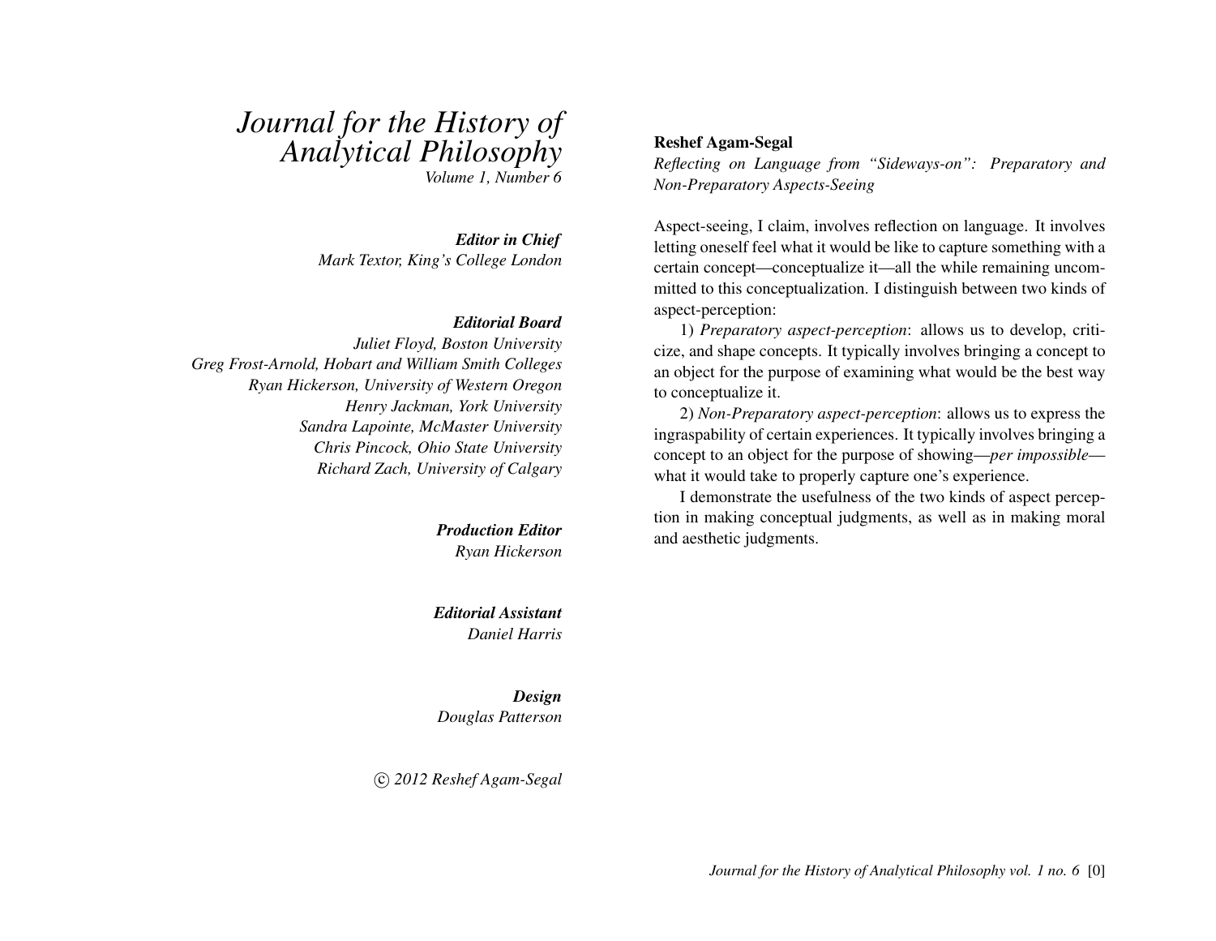# *Journal for the History of Analytical Philosophy*

*Volume 1, Number 6*

***Editor in Chief***
*Mark Textor, King's College London*

***Editorial Board***
*Juliet Floyd, Boston University*
*Greg Frost-Arnold, Hobart and William Smith Colleges*
*Ryan Hickerson, University of Western Oregon*
*Henry Jackman, York University*
*Sandra Lapointe, McMaster University*
*Chris Pincock, Ohio State University*
*Richard Zach, University of Calgary*

***Production Editor***
*Ryan Hickerson*

***Editorial Assistant***
*Daniel Harris*

***Design***
*Douglas Patterson*

*© 2012 Reshef Agam-Segal*

**Reshef Agam-Segal**

*Reflecting on Language from "Sideways-on": Preparatory and Non-Preparatory Aspects-Seeing*

Aspect-seeing, I claim, involves reflection on language. It involves letting oneself feel what it would be like to capture something with a certain concept—conceptualize it—all the while remaining uncommitted to this conceptualization. I distinguish between two kinds of aspect-perception:

1) *Preparatory aspect-perception*: allows us to develop, criticize, and shape concepts. It typically involves bringing a concept to an object for the purpose of examining what would be the best way to conceptualize it.

2) *Non-Preparatory aspect-perception*: allows us to express the ingraspability of certain experiences. It typically involves bringing a concept to an object for the purpose of showing—*per impossible*—what it would take to properly capture one's experience.

I demonstrate the usefulness of the two kinds of aspect perception in making conceptual judgments, as well as in making moral and aesthetic judgments.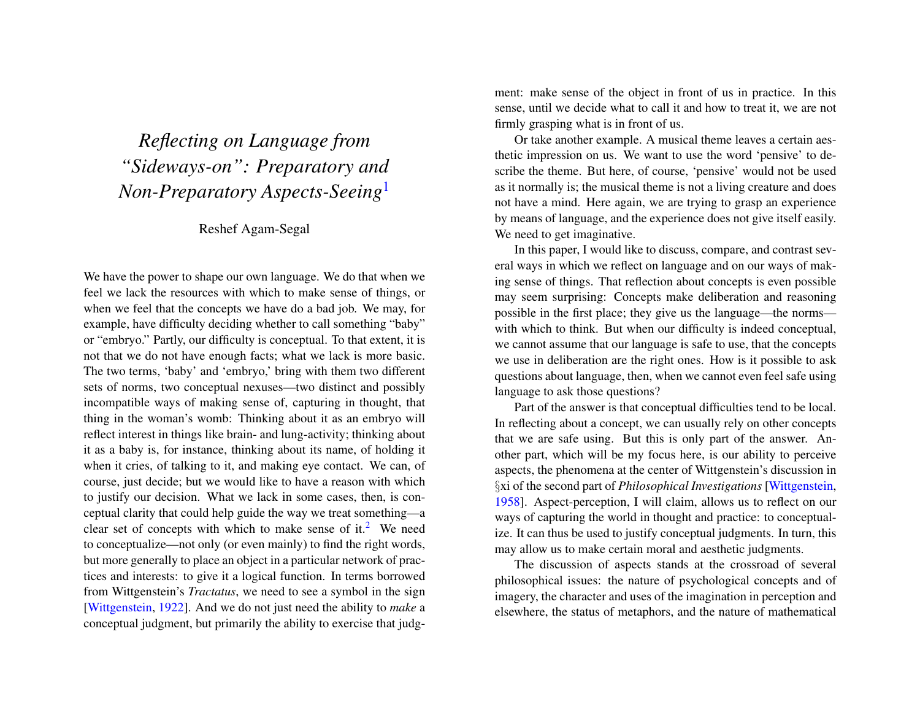# *Reflecting on Language from "Sideways-on": Preparatory and Non-Preparatory Aspects-Seeing*[1]

Reshef Agam-Segal

We have the power to shape our own language. We do that when we feel we lack the resources with which to make sense of things, or when we feel that the concepts we have do a bad job. We may, for example, have difficulty deciding whether to call something "baby" or "embryo." Partly, our difficulty is conceptual. To that extent, it is not that we do not have enough facts; what we lack is more basic. The two terms, 'baby' and 'embryo,' bring with them two different sets of norms, two conceptual nexuses—two distinct and possibly incompatible ways of making sense of, capturing in thought, that thing in the woman's womb: Thinking about it as an embryo will reflect interest in things like brain- and lung-activity; thinking about it as a baby is, for instance, thinking about its name, of holding it when it cries, of talking to it, and making eye contact. We can, of course, just decide; but we would like to have a reason with which to justify our decision. What we lack in some cases, then, is conceptual clarity that could help guide the way we treat something—a clear set of concepts with which to make sense of it.[2] We need to conceptualize—not only (or even mainly) to find the right words, but more generally to place an object in a particular network of practices and interests: to give it a logical function. In terms borrowed from Wittgenstein's *Tractatus*, we need to see a symbol in the sign [Wittgenstein, 1922]. And we do not just need the ability to *make* a conceptual judgment, but primarily the ability to exercise that judgment: make sense of the object in front of us in practice. In this sense, until we decide what to call it and how to treat it, we are not firmly grasping what is in front of us.

Or take another example. A musical theme leaves a certain aesthetic impression on us. We want to use the word 'pensive' to describe the theme. But here, of course, 'pensive' would not be used as it normally is; the musical theme is not a living creature and does not have a mind. Here again, we are trying to grasp an experience by means of language, and the experience does not give itself easily. We need to get imaginative.

In this paper, I would like to discuss, compare, and contrast several ways in which we reflect on language and on our ways of making sense of things. That reflection about concepts is even possible may seem surprising: Concepts make deliberation and reasoning possible in the first place; they give us the language—the norms—with which to think. But when our difficulty is indeed conceptual, we cannot assume that our language is safe to use, that the concepts we use in deliberation are the right ones. How is it possible to ask questions about language, then, when we cannot even feel safe using language to ask those questions?

Part of the answer is that conceptual difficulties tend to be local. In reflecting about a concept, we can usually rely on other concepts that we are safe using. But this is only part of the answer. Another part, which will be my focus here, is our ability to perceive aspects, the phenomena at the center of Wittgenstein's discussion in §xi of the second part of *Philosophical Investigations* [Wittgenstein, 1958]. Aspect-perception, I will claim, allows us to reflect on our ways of capturing the world in thought and practice: to conceptualize. It can thus be used to justify conceptual judgments. In turn, this may allow us to make certain moral and aesthetic judgments.

The discussion of aspects stands at the crossroad of several philosophical issues: the nature of psychological concepts and of imagery, the character and uses of the imagination in perception and elsewhere, the status of metaphors, and the nature of mathematical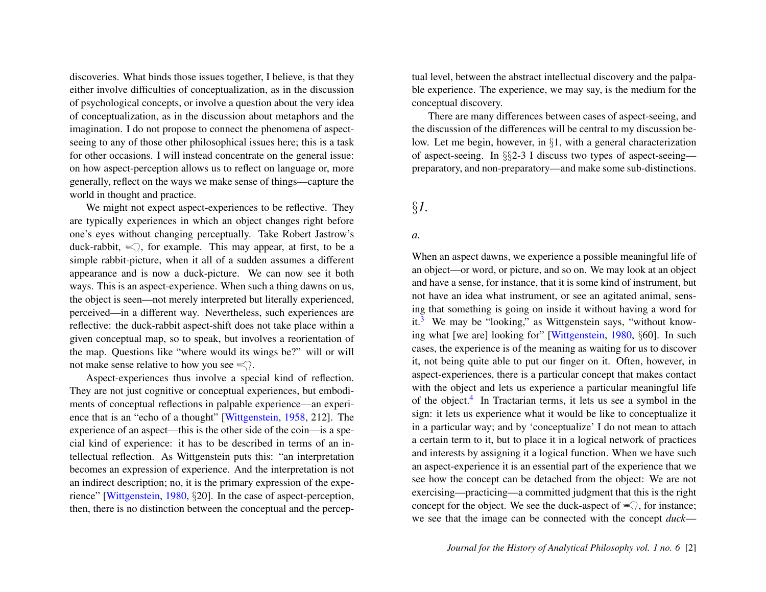discoveries. What binds those issues together, I believe, is that they either involve difficulties of conceptualization, as in the discussion of psychological concepts, or involve a question about the very idea of conceptualization, as in the discussion about metaphors and the imagination. I do not propose to connect the phenomena of aspect-seeing to any of those other philosophical issues here; this is a task for other occasions. I will instead concentrate on the general issue: on how aspect-perception allows us to reflect on language or, more generally, reflect on the ways we make sense of things—capture the world in thought and practice.

We might not expect aspect-experiences to be reflective. They are typically experiences in which an object changes right before one's eyes without changing perceptually. Take Robert Jastrow's duck-rabbit, , for example. This may appear, at first, to be a simple rabbit-picture, when it all of a sudden assumes a different appearance and is now a duck-picture. We can now see it both ways. This is an aspect-experience. When such a thing dawns on us, the object is seen—not merely interpreted but literally experienced, perceived—in a different way. Nevertheless, such experiences are reflective: the duck-rabbit aspect-shift does not take place within a given conceptual map, so to speak, but involves a reorientation of the map. Questions like "where would its wings be?" will or will not make sense relative to how you see .

Aspect-experiences thus involve a special kind of reflection. They are not just cognitive or conceptual experiences, but embodiments of conceptual reflections in palpable experience—an experience that is an "echo of a thought" [Wittgenstein, 1958, 212]. The experience of an aspect—this is the other side of the coin—is a special kind of experience: it has to be described in terms of an intellectual reflection. As Wittgenstein puts this: "an interpretation becomes an expression of experience. And the interpretation is not an indirect description; no, it is the primary expression of the experience" [Wittgenstein, 1980, §20]. In the case of aspect-perception, then, there is no distinction between the conceptual and the perceptual level, between the abstract intellectual discovery and the palpable experience. The experience, we may say, is the medium for the conceptual discovery.

There are many differences between cases of aspect-seeing, and the discussion of the differences will be central to my discussion below. Let me begin, however, in §1, with a general characterization of aspect-seeing. In §§2-3 I discuss two types of aspect-seeing—preparatory, and non-preparatory—and make some sub-distinctions.

## *§1.*

### *a.*

When an aspect dawns, we experience a possible meaningful life of an object—or word, or picture, and so on. We may look at an object and have a sense, for instance, that it is some kind of instrument, but not have an idea what instrument, or see an agitated animal, sensing that something is going on inside it without having a word for it.[3] We may be "looking," as Wittgenstein says, "without knowing what [we are] looking for" [Wittgenstein, 1980, §60]. In such cases, the experience is of the meaning as waiting for us to discover it, not being quite able to put our finger on it. Often, however, in aspect-experiences, there is a particular concept that makes contact with the object and lets us experience a particular meaningful life of the object.[4] In Tractarian terms, it lets us see a symbol in the sign: it lets us experience what it would be like to conceptualize it in a particular way; and by 'conceptualize' I do not mean to attach a certain term to it, but to place it in a logical network of practices and interests by assigning it a logical function. When we have such an aspect-experience it is an essential part of the experience that we see how the concept can be detached from the object: We are not exercising—practicing—a committed judgment that this is the right concept for the object. We see the duck-aspect of , for instance; we see that the image can be connected with the concept *duck*—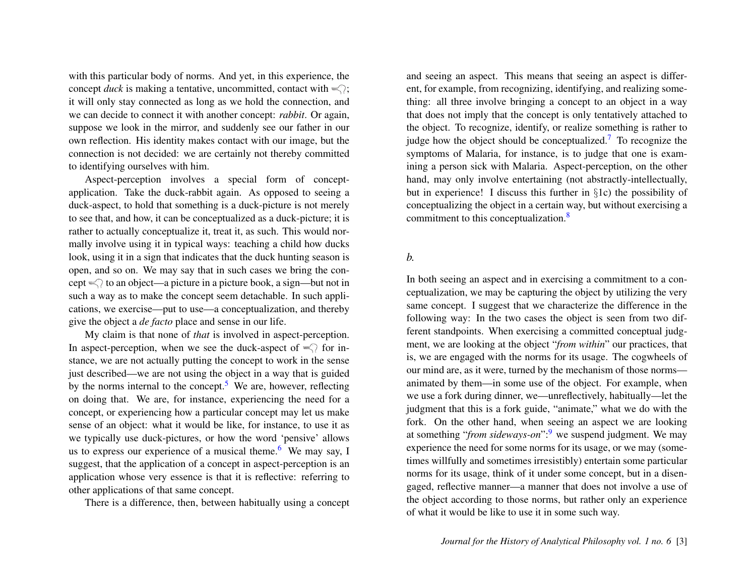with this particular body of norms. And yet, in this experience, the concept *duck* is making a tentative, uncommitted, contact with [duck-rabbit]; it will only stay connected as long as we hold the connection, and we can decide to connect it with another concept: *rabbit*. Or again, suppose we look in the mirror, and suddenly see our father in our own reflection. His identity makes contact with our image, but the connection is not decided: we are certainly not thereby committed to identifying ourselves with him.

Aspect-perception involves a special form of concept-application. Take the duck-rabbit again. As opposed to seeing a duck-aspect, to hold that something is a duck-picture is not merely to see that, and how, it can be conceptualized as a duck-picture; it is rather to actually conceptualize it, treat it, as such. This would normally involve using it in typical ways: teaching a child how ducks look, using it in a sign that indicates that the duck hunting season is open, and so on. We may say that in such cases we bring the concept [duck-rabbit] to an object—a picture in a picture book, a sign—but not in such a way as to make the concept seem detachable. In such applications, we exercise—put to use—a conceptualization, and thereby give the object a *de facto* place and sense in our life.

My claim is that none of *that* is involved in aspect-perception. In aspect-perception, when we see the duck-aspect of [duck-rabbit] for instance, we are not actually putting the concept to work in the sense just described—we are not using the object in a way that is guided by the norms internal to the concept.[5] We are, however, reflecting on doing that. We are, for instance, experiencing the need for a concept, or experiencing how a particular concept may let us make sense of an object: what it would be like, for instance, to use it as we typically use duck-pictures, or how the word 'pensive' allows us to express our experience of a musical theme.[6] We may say, I suggest, that the application of a concept in aspect-perception is an application whose very essence is that it is reflective: referring to other applications of that same concept.

There is a difference, then, between habitually using a concept and seeing an aspect. This means that seeing an aspect is different, for example, from recognizing, identifying, and realizing something: all three involve bringing a concept to an object in a way that does not imply that the concept is only tentatively attached to the object. To recognize, identify, or realize something is rather to judge how the object should be conceptualized.[7] To recognize the symptoms of Malaria, for instance, is to judge that one is examining a person sick with Malaria. Aspect-perception, on the other hand, may only involve entertaining (not abstractly-intellectually, but in experience! I discuss this further in §1c) the possibility of conceptualizing the object in a certain way, but without exercising a commitment to this conceptualization.[8]

*b.*

In both seeing an aspect and in exercising a commitment to a conceptualization, we may be capturing the object by utilizing the very same concept. I suggest that we characterize the difference in the following way: In the two cases the object is seen from two different standpoints. When exercising a committed conceptual judgment, we are looking at the object "*from within*" our practices, that is, we are engaged with the norms for its usage. The cogwheels of our mind are, as it were, turned by the mechanism of those norms—animated by them—in some use of the object. For example, when we use a fork during dinner, we—unreflectively, habitually—let the judgment that this is a fork guide, "animate," what we do with the fork. On the other hand, when seeing an aspect we are looking at something "*from sideways-on*":[9] we suspend judgment. We may experience the need for some norms for its usage, or we may (sometimes willfully and sometimes irresistibly) entertain some particular norms for its usage, think of it under some concept, but in a disengaged, reflective manner—a manner that does not involve a use of the object according to those norms, but rather only an experience of what it would be like to use it in some such way.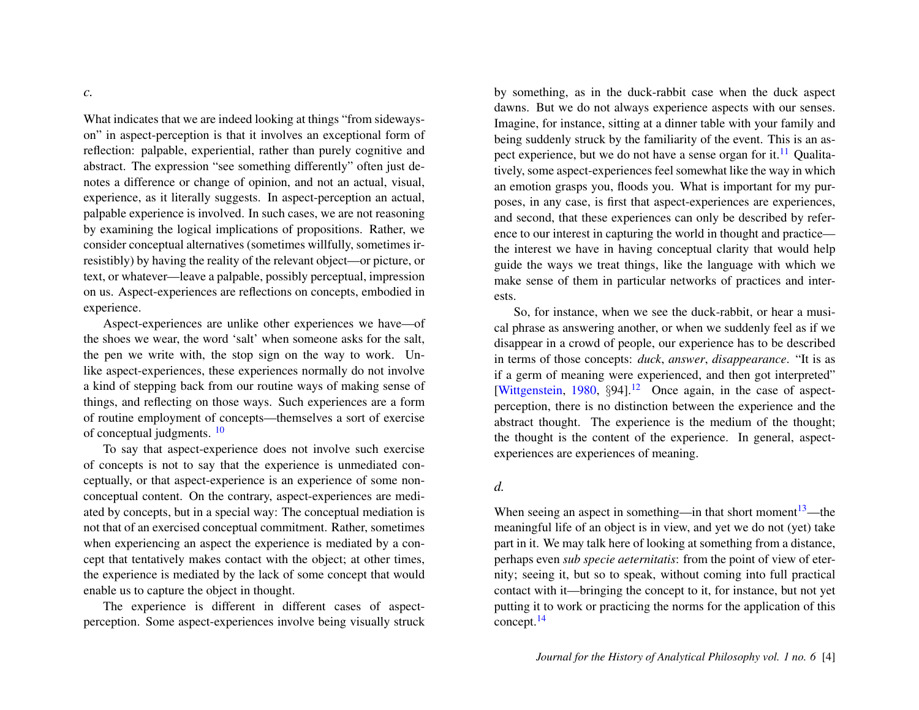*c.*

What indicates that we are indeed looking at things "from sideways-on" in aspect-perception is that it involves an exceptional form of reflection: palpable, experiential, rather than purely cognitive and abstract. The expression "see something differently" often just denotes a difference or change of opinion, and not an actual, visual, experience, as it literally suggests. In aspect-perception an actual, palpable experience is involved. In such cases, we are not reasoning by examining the logical implications of propositions. Rather, we consider conceptual alternatives (sometimes willfully, sometimes irresistibly) by having the reality of the relevant object—or picture, or text, or whatever—leave a palpable, possibly perceptual, impression on us. Aspect-experiences are reflections on concepts, embodied in experience.

Aspect-experiences are unlike other experiences we have—of the shoes we wear, the word 'salt' when someone asks for the salt, the pen we write with, the stop sign on the way to work. Unlike aspect-experiences, these experiences normally do not involve a kind of stepping back from our routine ways of making sense of things, and reflecting on those ways. Such experiences are a form of routine employment of concepts—themselves a sort of exercise of conceptual judgments. [10]

To say that aspect-experience does not involve such exercise of concepts is not to say that the experience is unmediated conceptually, or that aspect-experience is an experience of some non-conceptual content. On the contrary, aspect-experiences are mediated by concepts, but in a special way: The conceptual mediation is not that of an exercised conceptual commitment. Rather, sometimes when experiencing an aspect the experience is mediated by a concept that tentatively makes contact with the object; at other times, the experience is mediated by the lack of some concept that would enable us to capture the object in thought.

The experience is different in different cases of aspect-perception. Some aspect-experiences involve being visually struck by something, as in the duck-rabbit case when the duck aspect dawns. But we do not always experience aspects with our senses. Imagine, for instance, sitting at a dinner table with your family and being suddenly struck by the familiarity of the event. This is an aspect experience, but we do not have a sense organ for it.[11] Qualitatively, some aspect-experiences feel somewhat like the way in which an emotion grasps you, floods you. What is important for my purposes, in any case, is first that aspect-experiences are experiences, and second, that these experiences can only be described by reference to our interest in capturing the world in thought and practice—the interest we have in having conceptual clarity that would help guide the ways we treat things, like the language with which we make sense of them in particular networks of practices and interests.

So, for instance, when we see the duck-rabbit, or hear a musical phrase as answering another, or when we suddenly feel as if we disappear in a crowd of people, our experience has to be described in terms of those concepts: *duck*, *answer*, *disappearance*. "It is as if a germ of meaning were experienced, and then got interpreted" [Wittgenstein, 1980, §94].[12] Once again, in the case of aspect-perception, there is no distinction between the experience and the abstract thought. The experience is the medium of the thought; the thought is the content of the experience. In general, aspect-experiences are experiences of meaning.

*d.*

When seeing an aspect in something—in that short moment[13]—the meaningful life of an object is in view, and yet we do not (yet) take part in it. We may talk here of looking at something from a distance, perhaps even *sub specie aeternitatis*: from the point of view of eternity; seeing it, but so to speak, without coming into full practical contact with it—bringing the concept to it, for instance, but not yet putting it to work or practicing the norms for the application of this concept.[14]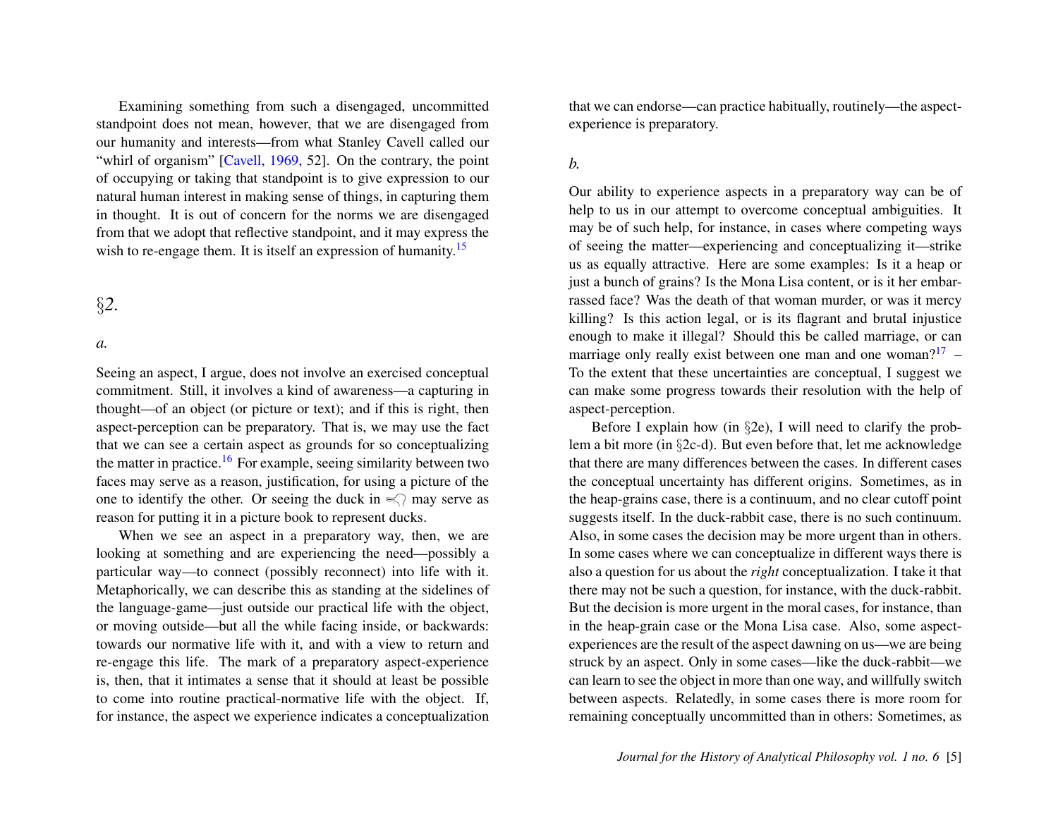Examining something from such a disengaged, uncommitted standpoint does not mean, however, that we are disengaged from our humanity and interests—from what Stanley Cavell called our "whirl of organism" [Cavell, 1969, 52]. On the contrary, the point of occupying or taking that standpoint is to give expression to our natural human interest in making sense of things, in capturing them in thought. It is out of concern for the norms we are disengaged from that we adopt that reflective standpoint, and it may express the wish to re-engage them. It is itself an expression of humanity.[15]

## §2.

### *a.*

Seeing an aspect, I argue, does not involve an exercised conceptual commitment. Still, it involves a kind of awareness—a capturing in thought—of an object (or picture or text); and if this is right, then aspect-perception can be preparatory. That is, we may use the fact that we can see a certain aspect as grounds for so conceptualizing the matter in practice.[16] For example, seeing similarity between two faces may serve as a reason, justification, for using a picture of the one to identify the other. Or seeing the duck in ⥼ may serve as reason for putting it in a picture book to represent ducks.

When we see an aspect in a preparatory way, then, we are looking at something and are experiencing the need—possibly a particular way—to connect (possibly reconnect) into life with it. Metaphorically, we can describe this as standing at the sidelines of the language-game—just outside our practical life with the object, or moving outside—but all the while facing inside, or backwards: towards our normative life with it, and with a view to return and re-engage this life. The mark of a preparatory aspect-experience is, then, that it intimates a sense that it should at least be possible to come into routine practical-normative life with the object. If, for instance, the aspect we experience indicates a conceptualization that we can endorse—can practice habitually, routinely—the aspect-experience is preparatory.

### *b.*

Our ability to experience aspects in a preparatory way can be of help to us in our attempt to overcome conceptual ambiguities. It may be of such help, for instance, in cases where competing ways of seeing the matter—experiencing and conceptualizing it—strike us as equally attractive. Here are some examples: Is it a heap or just a bunch of grains? Is the Mona Lisa content, or is it her embarrassed face? Was the death of that woman murder, or was it mercy killing? Is this action legal, or is its flagrant and brutal injustice enough to make it illegal? Should this be called marriage, or can marriage only really exist between one man and one woman?[17] – To the extent that these uncertainties are conceptual, I suggest we can make some progress towards their resolution with the help of aspect-perception.

Before I explain how (in §2e), I will need to clarify the problem a bit more (in §2c-d). But even before that, let me acknowledge that there are many differences between the cases. In different cases the conceptual uncertainty has different origins. Sometimes, as in the heap-grains case, there is a continuum, and no clear cutoff point suggests itself. In the duck-rabbit case, there is no such continuum. Also, in some cases the decision may be more urgent than in others. In some cases where we can conceptualize in different ways there is also a question for us about the *right* conceptualization. I take it that there may not be such a question, for instance, with the duck-rabbit. But the decision is more urgent in the moral cases, for instance, than in the heap-grain case or the Mona Lisa case. Also, some aspect-experiences are the result of the aspect dawning on us—we are being struck by an aspect. Only in some cases—like the duck-rabbit—we can learn to see the object in more than one way, and willfully switch between aspects. Relatedly, in some cases there is more room for remaining conceptually uncommitted than in others: Sometimes, as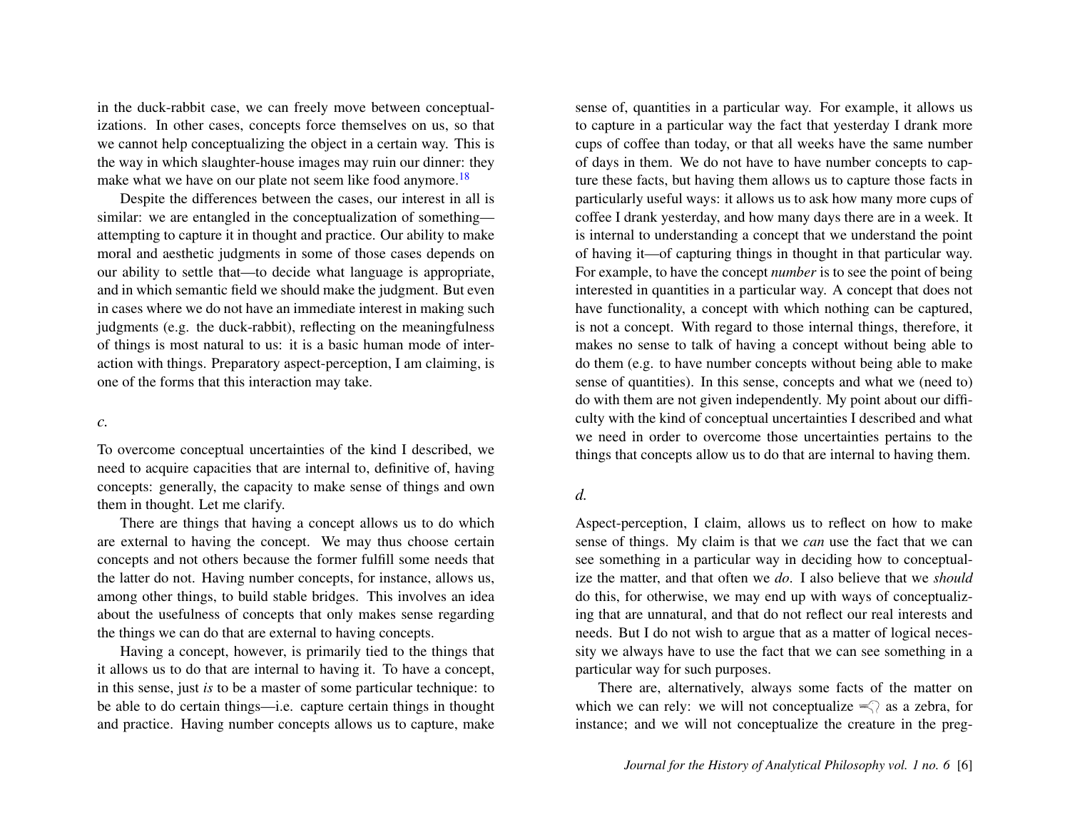in the duck-rabbit case, we can freely move between conceptualizations. In other cases, concepts force themselves on us, so that we cannot help conceptualizing the object in a certain way. This is the way in which slaughter-house images may ruin our dinner: they make what we have on our plate not seem like food anymore.[18]

Despite the differences between the cases, our interest in all is similar: we are entangled in the conceptualization of something—attempting to capture it in thought and practice. Our ability to make moral and aesthetic judgments in some of those cases depends on our ability to settle that—to decide what language is appropriate, and in which semantic field we should make the judgment. But even in cases where we do not have an immediate interest in making such judgments (e.g. the duck-rabbit), reflecting on the meaningfulness of things is most natural to us: it is a basic human mode of interaction with things. Preparatory aspect-perception, I am claiming, is one of the forms that this interaction may take.

*c.*

To overcome conceptual uncertainties of the kind I described, we need to acquire capacities that are internal to, definitive of, having concepts: generally, the capacity to make sense of things and own them in thought. Let me clarify.

There are things that having a concept allows us to do which are external to having the concept. We may thus choose certain concepts and not others because the former fulfill some needs that the latter do not. Having number concepts, for instance, allows us, among other things, to build stable bridges. This involves an idea about the usefulness of concepts that only makes sense regarding the things we can do that are external to having concepts.

Having a concept, however, is primarily tied to the things that it allows us to do that are internal to having it. To have a concept, in this sense, just *is* to be a master of some particular technique: to be able to do certain things—i.e. capture certain things in thought and practice. Having number concepts allows us to capture, make sense of, quantities in a particular way. For example, it allows us to capture in a particular way the fact that yesterday I drank more cups of coffee than today, or that all weeks have the same number of days in them. We do not have to have number concepts to capture these facts, but having them allows us to capture those facts in particularly useful ways: it allows us to ask how many more cups of coffee I drank yesterday, and how many days there are in a week. It is internal to understanding a concept that we understand the point of having it—of capturing things in thought in that particular way. For example, to have the concept *number* is to see the point of being interested in quantities in a particular way. A concept that does not have functionality, a concept with which nothing can be captured, is not a concept. With regard to those internal things, therefore, it makes no sense to talk of having a concept without being able to do them (e.g. to have number concepts without being able to make sense of quantities). In this sense, concepts and what we (need to) do with them are not given independently. My point about our difficulty with the kind of conceptual uncertainties I described and what we need in order to overcome those uncertainties pertains to the things that concepts allow us to do that are internal to having them.

*d.*

Aspect-perception, I claim, allows us to reflect on how to make sense of things. My claim is that we *can* use the fact that we can see something in a particular way in deciding how to conceptualize the matter, and that often we *do*. I also believe that we *should* do this, for otherwise, we may end up with ways of conceptualizing that are unnatural, and that do not reflect our real interests and needs. But I do not wish to argue that as a matter of logical necessity we always have to use the fact that we can see something in a particular way for such purposes.

There are, alternatively, always some facts of the matter on which we can rely: we will not conceptualize ⥱ as a zebra, for instance; and we will not conceptualize the creature in the preg-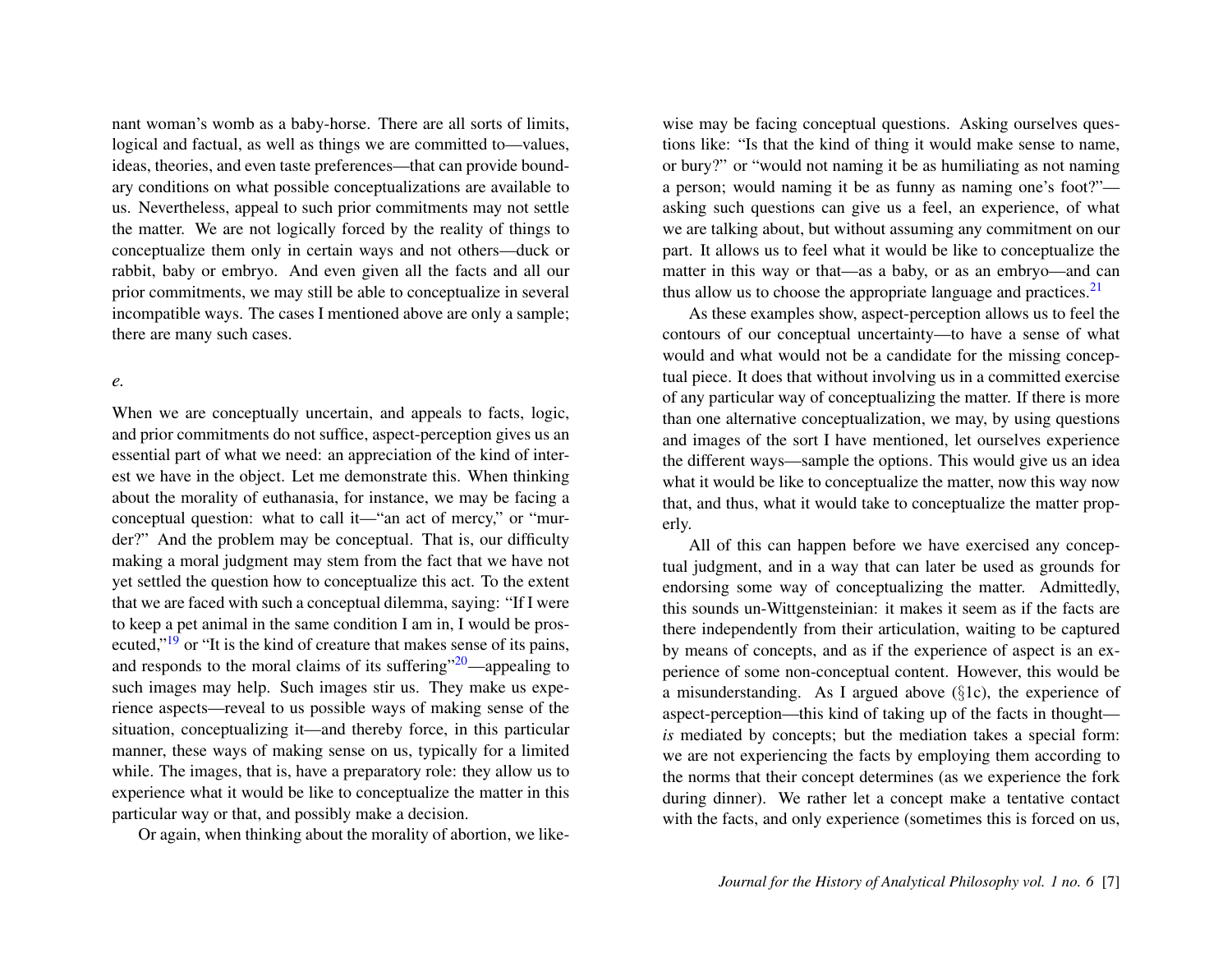nant woman's womb as a baby-horse. There are all sorts of limits, logical and factual, as well as things we are committed to—values, ideas, theories, and even taste preferences—that can provide boundary conditions on what possible conceptualizations are available to us. Nevertheless, appeal to such prior commitments may not settle the matter. We are not logically forced by the reality of things to conceptualize them only in certain ways and not others—duck or rabbit, baby or embryo. And even given all the facts and all our prior commitments, we may still be able to conceptualize in several incompatible ways. The cases I mentioned above are only a sample; there are many such cases.

*e.*

When we are conceptually uncertain, and appeals to facts, logic, and prior commitments do not suffice, aspect-perception gives us an essential part of what we need: an appreciation of the kind of interest we have in the object. Let me demonstrate this. When thinking about the morality of euthanasia, for instance, we may be facing a conceptual question: what to call it—"an act of mercy," or "murder?" And the problem may be conceptual. That is, our difficulty making a moral judgment may stem from the fact that we have not yet settled the question how to conceptualize this act. To the extent that we are faced with such a conceptual dilemma, saying: "If I were to keep a pet animal in the same condition I am in, I would be prosecuted,"[19] or "It is the kind of creature that makes sense of its pains, and responds to the moral claims of its suffering"[20]—appealing to such images may help. Such images stir us. They make us experience aspects—reveal to us possible ways of making sense of the situation, conceptualizing it—and thereby force, in this particular manner, these ways of making sense on us, typically for a limited while. The images, that is, have a preparatory role: they allow us to experience what it would be like to conceptualize the matter in this particular way or that, and possibly make a decision.

Or again, when thinking about the morality of abortion, we likewise may be facing conceptual questions. Asking ourselves questions like: "Is that the kind of thing it would make sense to name, or bury?" or "would not naming it be as humiliating as not naming a person; would naming it be as funny as naming one's foot?"—asking such questions can give us a feel, an experience, of what we are talking about, but without assuming any commitment on our part. It allows us to feel what it would be like to conceptualize the matter in this way or that—as a baby, or as an embryo—and can thus allow us to choose the appropriate language and practices.[21]

As these examples show, aspect-perception allows us to feel the contours of our conceptual uncertainty—to have a sense of what would and what would not be a candidate for the missing conceptual piece. It does that without involving us in a committed exercise of any particular way of conceptualizing the matter. If there is more than one alternative conceptualization, we may, by using questions and images of the sort I have mentioned, let ourselves experience the different ways—sample the options. This would give us an idea what it would be like to conceptualize the matter, now this way now that, and thus, what it would take to conceptualize the matter properly.

All of this can happen before we have exercised any conceptual judgment, and in a way that can later be used as grounds for endorsing some way of conceptualizing the matter. Admittedly, this sounds un-Wittgensteinian: it makes it seem as if the facts are there independently from their articulation, waiting to be captured by means of concepts, and as if the experience of aspect is an experience of some non-conceptual content. However, this would be a misunderstanding. As I argued above (§1c), the experience of aspect-perception—this kind of taking up of the facts in thought—*is* mediated by concepts; but the mediation takes a special form: we are not experiencing the facts by employing them according to the norms that their concept determines (as we experience the fork during dinner). We rather let a concept make a tentative contact with the facts, and only experience (sometimes this is forced on us,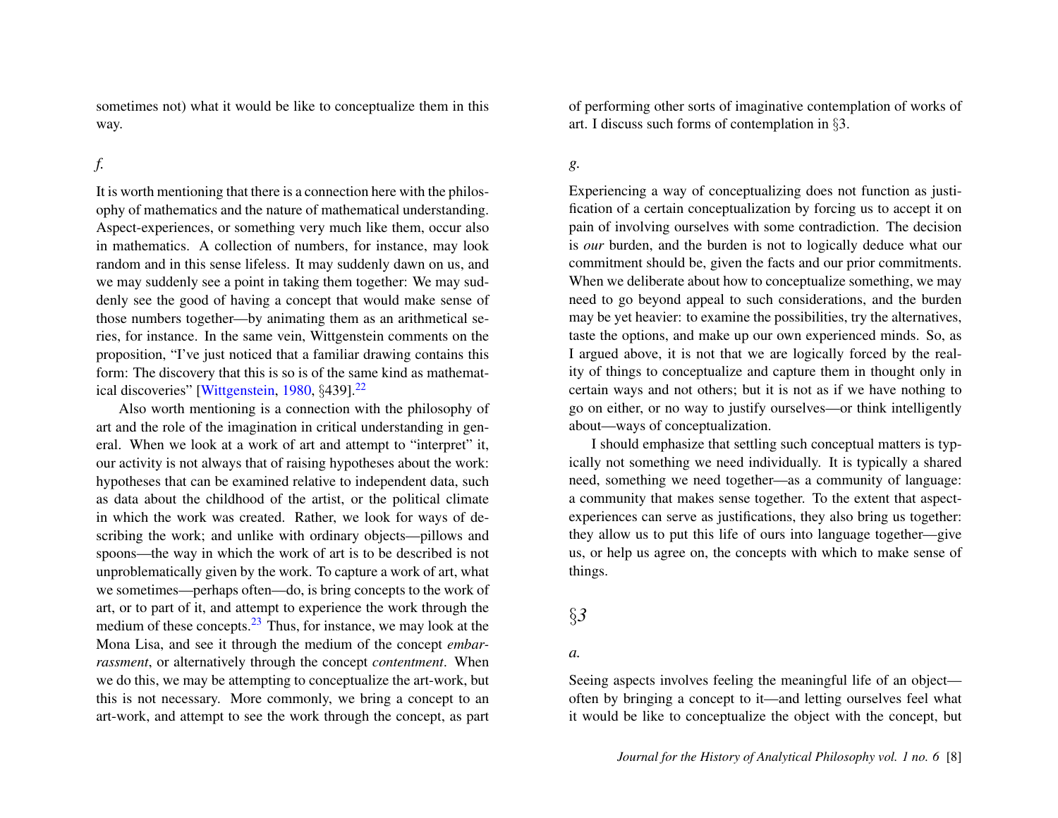sometimes not) what it would be like to conceptualize them in this way.

*f.*

It is worth mentioning that there is a connection here with the philosophy of mathematics and the nature of mathematical understanding. Aspect-experiences, or something very much like them, occur also in mathematics. A collection of numbers, for instance, may look random and in this sense lifeless. It may suddenly dawn on us, and we may suddenly see a point in taking them together: We may suddenly see the good of having a concept that would make sense of those numbers together—by animating them as an arithmetical series, for instance. In the same vein, Wittgenstein comments on the proposition, "I've just noticed that a familiar drawing contains this form: The discovery that this is so is of the same kind as mathematical discoveries" [Wittgenstein, 1980, §439].[22]

Also worth mentioning is a connection with the philosophy of art and the role of the imagination in critical understanding in general. When we look at a work of art and attempt to "interpret" it, our activity is not always that of raising hypotheses about the work: hypotheses that can be examined relative to independent data, such as data about the childhood of the artist, or the political climate in which the work was created. Rather, we look for ways of describing the work; and unlike with ordinary objects—pillows and spoons—the way in which the work of art is to be described is not unproblematically given by the work. To capture a work of art, what we sometimes—perhaps often—do, is bring concepts to the work of art, or to part of it, and attempt to experience the work through the medium of these concepts.[23] Thus, for instance, we may look at the Mona Lisa, and see it through the medium of the concept *embarrassment*, or alternatively through the concept *contentment*. When we do this, we may be attempting to conceptualize the art-work, but this is not necessary. More commonly, we bring a concept to an art-work, and attempt to see the work through the concept, as part of performing other sorts of imaginative contemplation of works of art. I discuss such forms of contemplation in §3.

*g.*

Experiencing a way of conceptualizing does not function as justification of a certain conceptualization by forcing us to accept it on pain of involving ourselves with some contradiction. The decision is *our* burden, and the burden is not to logically deduce what our commitment should be, given the facts and our prior commitments. When we deliberate about how to conceptualize something, we may need to go beyond appeal to such considerations, and the burden may be yet heavier: to examine the possibilities, try the alternatives, taste the options, and make up our own experienced minds. So, as I argued above, it is not that we are logically forced by the reality of things to conceptualize and capture them in thought only in certain ways and not others; but it is not as if we have nothing to go on either, or no way to justify ourselves—or think intelligently about—ways of conceptualization.

I should emphasize that settling such conceptual matters is typically not something we need individually. It is typically a shared need, something we need together—as a community of language: a community that makes sense together. To the extent that aspect-experiences can serve as justifications, they also bring us together: they allow us to put this life of ours into language together—give us, or help us agree on, the concepts with which to make sense of things.

## §3

*a.*

Seeing aspects involves feeling the meaningful life of an object—often by bringing a concept to it—and letting ourselves feel what it would be like to conceptualize the object with the concept, but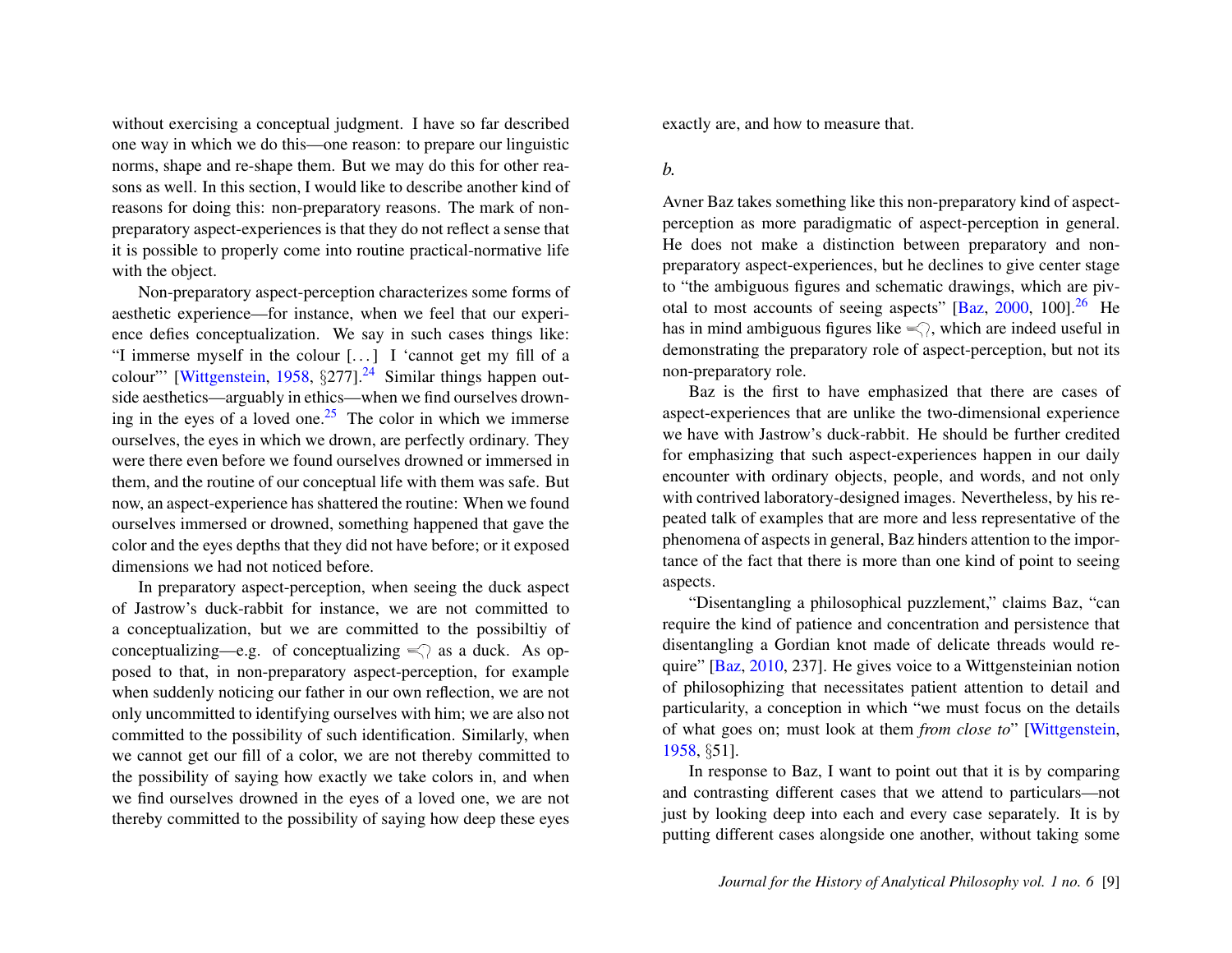without exercising a conceptual judgment. I have so far described one way in which we do this—one reason: to prepare our linguistic norms, shape and re-shape them. But we may do this for other reasons as well. In this section, I would like to describe another kind of reasons for doing this: non-preparatory reasons. The mark of non-preparatory aspect-experiences is that they do not reflect a sense that it is possible to properly come into routine practical-normative life with the object.

Non-preparatory aspect-perception characterizes some forms of aesthetic experience—for instance, when we feel that our experience defies conceptualization. We say in such cases things like: "I immerse myself in the colour [. . . ] I 'cannot get my fill of a colour"' [Wittgenstein, 1958, §277].[24] Similar things happen outside aesthetics—arguably in ethics—when we find ourselves drowning in the eyes of a loved one.[25] The color in which we immerse ourselves, the eyes in which we drown, are perfectly ordinary. They were there even before we found ourselves drowned or immersed in them, and the routine of our conceptual life with them was safe. But now, an aspect-experience has shattered the routine: When we found ourselves immersed or drowned, something happened that gave the color and the eyes depths that they did not have before; or it exposed dimensions we had not noticed before.

In preparatory aspect-perception, when seeing the duck aspect of Jastrow's duck-rabbit for instance, we are not committed to a conceptualization, but we are committed to the possibiltiy of conceptualizing—e.g. of conceptualizing ⥼ as a duck. As opposed to that, in non-preparatory aspect-perception, for example when suddenly noticing our father in our own reflection, we are not only uncommitted to identifying ourselves with him; we are also not committed to the possibility of such identification. Similarly, when we cannot get our fill of a color, we are not thereby committed to the possibility of saying how exactly we take colors in, and when we find ourselves drowned in the eyes of a loved one, we are not thereby committed to the possibility of saying how deep these eyes exactly are, and how to measure that.

*b.*

Avner Baz takes something like this non-preparatory kind of aspect-perception as more paradigmatic of aspect-perception in general. He does not make a distinction between preparatory and non-preparatory aspect-experiences, but he declines to give center stage to "the ambiguous figures and schematic drawings, which are pivotal to most accounts of seeing aspects" [Baz, 2000, 100].[26] He has in mind ambiguous figures like ⥼, which are indeed useful in demonstrating the preparatory role of aspect-perception, but not its non-preparatory role.

Baz is the first to have emphasized that there are cases of aspect-experiences that are unlike the two-dimensional experience we have with Jastrow's duck-rabbit. He should be further credited for emphasizing that such aspect-experiences happen in our daily encounter with ordinary objects, people, and words, and not only with contrived laboratory-designed images. Nevertheless, by his repeated talk of examples that are more and less representative of the phenomena of aspects in general, Baz hinders attention to the importance of the fact that there is more than one kind of point to seeing aspects.

"Disentangling a philosophical puzzlement," claims Baz, "can require the kind of patience and concentration and persistence that disentangling a Gordian knot made of delicate threads would require" [Baz, 2010, 237]. He gives voice to a Wittgensteinian notion of philosophizing that necessitates patient attention to detail and particularity, a conception in which "we must focus on the details of what goes on; must look at them *from close to*" [Wittgenstein, 1958, §51].

In response to Baz, I want to point out that it is by comparing and contrasting different cases that we attend to particulars—not just by looking deep into each and every case separately. It is by putting different cases alongside one another, without taking some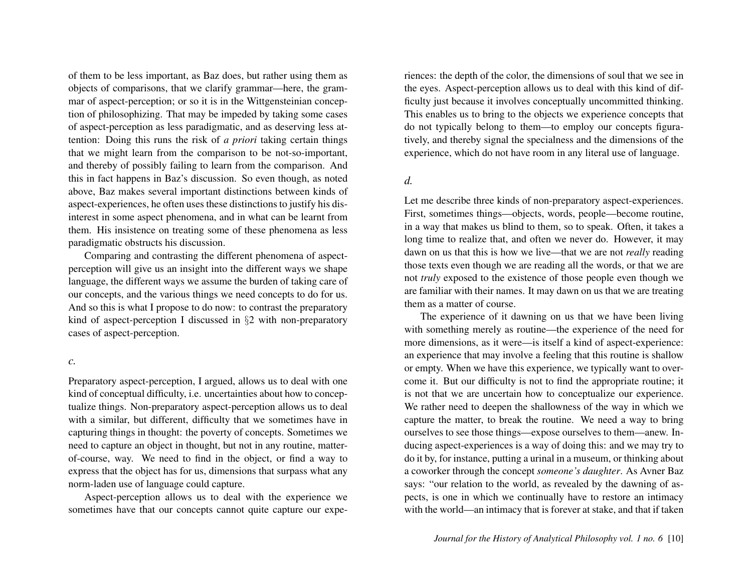of them to be less important, as Baz does, but rather using them as objects of comparisons, that we clarify grammar—here, the grammar of aspect-perception; or so it is in the Wittgensteinian conception of philosophizing. That may be impeded by taking some cases of aspect-perception as less paradigmatic, and as deserving less attention: Doing this runs the risk of *a priori* taking certain things that we might learn from the comparison to be not-so-important, and thereby of possibly failing to learn from the comparison. And this in fact happens in Baz's discussion. So even though, as noted above, Baz makes several important distinctions between kinds of aspect-experiences, he often uses these distinctions to justify his disinterest in some aspect phenomena, and in what can be learnt from them. His insistence on treating some of these phenomena as less paradigmatic obstructs his discussion.

Comparing and contrasting the different phenomena of aspect-perception will give us an insight into the different ways we shape language, the different ways we assume the burden of taking care of our concepts, and the various things we need concepts to do for us. And so this is what I propose to do now: to contrast the preparatory kind of aspect-perception I discussed in §2 with non-preparatory cases of aspect-perception.

### *c.*

Preparatory aspect-perception, I argued, allows us to deal with one kind of conceptual difficulty, i.e. uncertainties about how to conceptualize things. Non-preparatory aspect-perception allows us to deal with a similar, but different, difficulty that we sometimes have in capturing things in thought: the poverty of concepts. Sometimes we need to capture an object in thought, but not in any routine, matter-of-course, way. We need to find in the object, or find a way to express that the object has for us, dimensions that surpass what any norm-laden use of language could capture.

Aspect-perception allows us to deal with the experience we sometimes have that our concepts cannot quite capture our experiences: the depth of the color, the dimensions of soul that we see in the eyes. Aspect-perception allows us to deal with this kind of difficulty just because it involves conceptually uncommitted thinking. This enables us to bring to the objects we experience concepts that do not typically belong to them—to employ our concepts figuratively, and thereby signal the specialness and the dimensions of the experience, which do not have room in any literal use of language.

### *d.*

Let me describe three kinds of non-preparatory aspect-experiences. First, sometimes things—objects, words, people—become routine, in a way that makes us blind to them, so to speak. Often, it takes a long time to realize that, and often we never do. However, it may dawn on us that this is how we live—that we are not *really* reading those texts even though we are reading all the words, or that we are not *truly* exposed to the existence of those people even though we are familiar with their names. It may dawn on us that we are treating them as a matter of course.

The experience of it dawning on us that we have been living with something merely as routine—the experience of the need for more dimensions, as it were—is itself a kind of aspect-experience: an experience that may involve a feeling that this routine is shallow or empty. When we have this experience, we typically want to overcome it. But our difficulty is not to find the appropriate routine; it is not that we are uncertain how to conceptualize our experience. We rather need to deepen the shallowness of the way in which we capture the matter, to break the routine. We need a way to bring ourselves to see those things—expose ourselves to them—anew. Inducing aspect-experiences is a way of doing this: and we may try to do it by, for instance, putting a urinal in a museum, or thinking about a coworker through the concept *someone's daughter*. As Avner Baz says: "our relation to the world, as revealed by the dawning of aspects, is one in which we continually have to restore an intimacy with the world—an intimacy that is forever at stake, and that if taken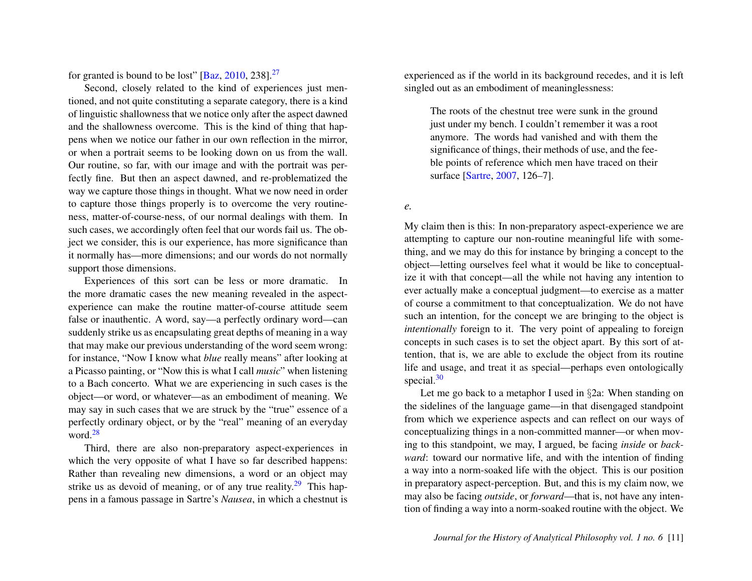for granted is bound to be lost" [Baz, 2010, 238].[27]

Second, closely related to the kind of experiences just mentioned, and not quite constituting a separate category, there is a kind of linguistic shallowness that we notice only after the aspect dawned and the shallowness overcome. This is the kind of thing that happens when we notice our father in our own reflection in the mirror, or when a portrait seems to be looking down on us from the wall. Our routine, so far, with our image and with the portrait was perfectly fine. But then an aspect dawned, and re-problematized the way we capture those things in thought. What we now need in order to capture those things properly is to overcome the very routineness, matter-of-course-ness, of our normal dealings with them. In such cases, we accordingly often feel that our words fail us. The object we consider, this is our experience, has more significance than it normally has—more dimensions; and our words do not normally support those dimensions.

Experiences of this sort can be less or more dramatic. In the more dramatic cases the new meaning revealed in the aspect-experience can make the routine matter-of-course attitude seem false or inauthentic. A word, say—a perfectly ordinary word—can suddenly strike us as encapsulating great depths of meaning in a way that may make our previous understanding of the word seem wrong: for instance, "Now I know what *blue* really means" after looking at a Picasso painting, or "Now this is what I call *music*" when listening to a Bach concerto. What we are experiencing in such cases is the object—or word, or whatever—as an embodiment of meaning. We may say in such cases that we are struck by the "true" essence of a perfectly ordinary object, or by the "real" meaning of an everyday word.[28]

Third, there are also non-preparatory aspect-experiences in which the very opposite of what I have so far described happens: Rather than revealing new dimensions, a word or an object may strike us as devoid of meaning, or of any true reality.[29] This happens in a famous passage in Sartre's *Nausea*, in which a chestnut is experienced as if the world in its background recedes, and it is left singled out as an embodiment of meaninglessness:

> The roots of the chestnut tree were sunk in the ground just under my bench. I couldn't remember it was a root anymore. The words had vanished and with them the significance of things, their methods of use, and the feeble points of reference which men have traced on their surface [Sartre, 2007, 126–7].

*e.*

My claim then is this: In non-preparatory aspect-experience we are attempting to capture our non-routine meaningful life with something, and we may do this for instance by bringing a concept to the object—letting ourselves feel what it would be like to conceptualize it with that concept—all the while not having any intention to ever actually make a conceptual judgment—to exercise as a matter of course a commitment to that conceptualization. We do not have such an intention, for the concept we are bringing to the object is *intentionally* foreign to it. The very point of appealing to foreign concepts in such cases is to set the object apart. By this sort of attention, that is, we are able to exclude the object from its routine life and usage, and treat it as special—perhaps even ontologically special.[30]

Let me go back to a metaphor I used in §2a: When standing on the sidelines of the language game—in that disengaged standpoint from which we experience aspects and can reflect on our ways of conceptualizing things in a non-committed manner—or when moving to this standpoint, we may, I argued, be facing *inside* or *backward*: toward our normative life, and with the intention of finding a way into a norm-soaked life with the object. This is our position in preparatory aspect-perception. But, and this is my claim now, we may also be facing *outside*, or *forward*—that is, not have any intention of finding a way into a norm-soaked routine with the object. We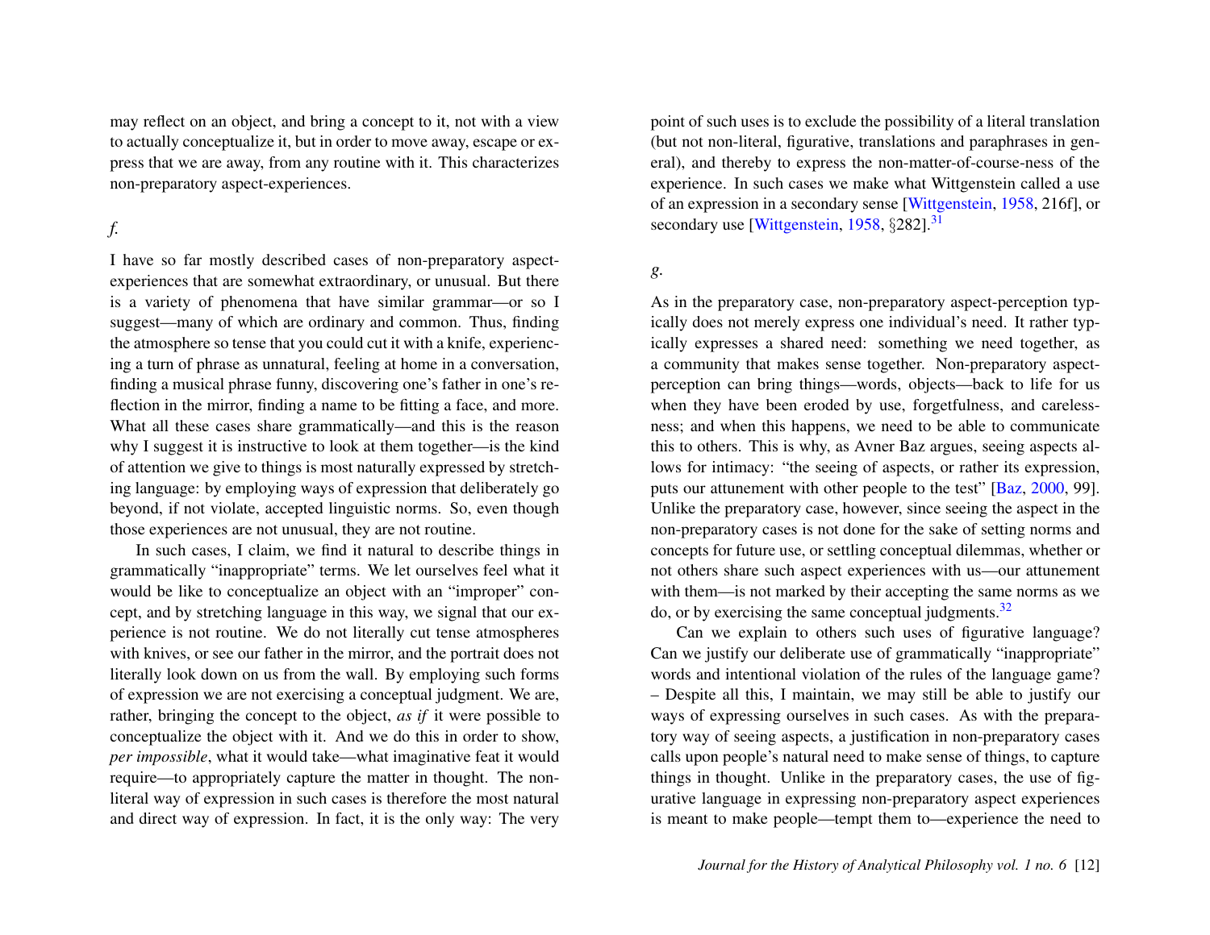may reflect on an object, and bring a concept to it, not with a view to actually conceptualize it, but in order to move away, escape or express that we are away, from any routine with it. This characterizes non-preparatory aspect-experiences.

*f.*

I have so far mostly described cases of non-preparatory aspect-experiences that are somewhat extraordinary, or unusual. But there is a variety of phenomena that have similar grammar—or so I suggest—many of which are ordinary and common. Thus, finding the atmosphere so tense that you could cut it with a knife, experiencing a turn of phrase as unnatural, feeling at home in a conversation, finding a musical phrase funny, discovering one's father in one's reflection in the mirror, finding a name to be fitting a face, and more. What all these cases share grammatically—and this is the reason why I suggest it is instructive to look at them together—is the kind of attention we give to things is most naturally expressed by stretching language: by employing ways of expression that deliberately go beyond, if not violate, accepted linguistic norms. So, even though those experiences are not unusual, they are not routine.

In such cases, I claim, we find it natural to describe things in grammatically "inappropriate" terms. We let ourselves feel what it would be like to conceptualize an object with an "improper" concept, and by stretching language in this way, we signal that our experience is not routine. We do not literally cut tense atmospheres with knives, or see our father in the mirror, and the portrait does not literally look down on us from the wall. By employing such forms of expression we are not exercising a conceptual judgment. We are, rather, bringing the concept to the object, *as if* it were possible to conceptualize the object with it. And we do this in order to show, *per impossible*, what it would take—what imaginative feat it would require—to appropriately capture the matter in thought. The non-literal way of expression in such cases is therefore the most natural and direct way of expression. In fact, it is the only way: The very point of such uses is to exclude the possibility of a literal translation (but not non-literal, figurative, translations and paraphrases in general), and thereby to express the non-matter-of-course-ness of the experience. In such cases we make what Wittgenstein called a use of an expression in a secondary sense [Wittgenstein, 1958, 216f], or secondary use [Wittgenstein, 1958, §282].[31]

*g.*

As in the preparatory case, non-preparatory aspect-perception typically does not merely express one individual's need. It rather typically expresses a shared need: something we need together, as a community that makes sense together. Non-preparatory aspect-perception can bring things—words, objects—back to life for us when they have been eroded by use, forgetfulness, and carelessness; and when this happens, we need to be able to communicate this to others. This is why, as Avner Baz argues, seeing aspects allows for intimacy: "the seeing of aspects, or rather its expression, puts our attunement with other people to the test" [Baz, 2000, 99]. Unlike the preparatory case, however, since seeing the aspect in the non-preparatory cases is not done for the sake of setting norms and concepts for future use, or settling conceptual dilemmas, whether or not others share such aspect experiences with us—our attunement with them—is not marked by their accepting the same norms as we do, or by exercising the same conceptual judgments.[32]

Can we explain to others such uses of figurative language? Can we justify our deliberate use of grammatically "inappropriate" words and intentional violation of the rules of the language game? – Despite all this, I maintain, we may still be able to justify our ways of expressing ourselves in such cases. As with the preparatory way of seeing aspects, a justification in non-preparatory cases calls upon people's natural need to make sense of things, to capture things in thought. Unlike in the preparatory cases, the use of figurative language in expressing non-preparatory aspect experiences is meant to make people—tempt them to—experience the need to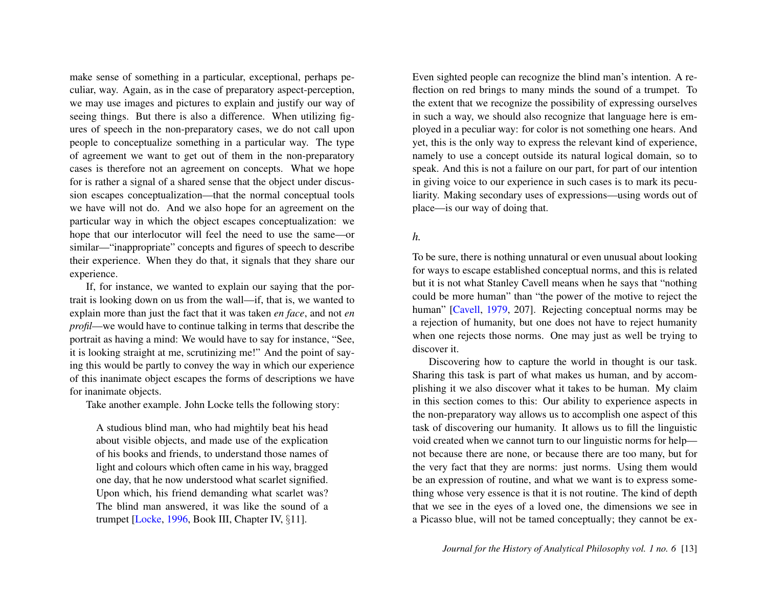make sense of something in a particular, exceptional, perhaps peculiar, way. Again, as in the case of preparatory aspect-perception, we may use images and pictures to explain and justify our way of seeing things. But there is also a difference. When utilizing figures of speech in the non-preparatory cases, we do not call upon people to conceptualize something in a particular way. The type of agreement we want to get out of them in the non-preparatory cases is therefore not an agreement on concepts. What we hope for is rather a signal of a shared sense that the object under discussion escapes conceptualization—that the normal conceptual tools we have will not do. And we also hope for an agreement on the particular way in which the object escapes conceptualization: we hope that our interlocutor will feel the need to use the same—or similar—"inappropriate" concepts and figures of speech to describe their experience. When they do that, it signals that they share our experience.

If, for instance, we wanted to explain our saying that the portrait is looking down on us from the wall—if, that is, we wanted to explain more than just the fact that it was taken *en face*, and not *en profil*—we would have to continue talking in terms that describe the portrait as having a mind: We would have to say for instance, "See, it is looking straight at me, scrutinizing me!" And the point of saying this would be partly to convey the way in which our experience of this inanimate object escapes the forms of descriptions we have for inanimate objects.

Take another example. John Locke tells the following story:

> A studious blind man, who had mightily beat his head about visible objects, and made use of the explication of his books and friends, to understand those names of light and colours which often came in his way, bragged one day, that he now understood what scarlet signified. Upon which, his friend demanding what scarlet was? The blind man answered, it was like the sound of a trumpet [Locke, 1996, Book III, Chapter IV, §11].

Even sighted people can recognize the blind man's intention. A reflection on red brings to many minds the sound of a trumpet. To the extent that we recognize the possibility of expressing ourselves in such a way, we should also recognize that language here is employed in a peculiar way: for color is not something one hears. And yet, this is the only way to express the relevant kind of experience, namely to use a concept outside its natural logical domain, so to speak. And this is not a failure on our part, for part of our intention in giving voice to our experience in such cases is to mark its peculiarity. Making secondary uses of expressions—using words out of place—is our way of doing that.

*h.*

To be sure, there is nothing unnatural or even unusual about looking for ways to escape established conceptual norms, and this is related but it is not what Stanley Cavell means when he says that "nothing could be more human" than "the power of the motive to reject the human" [Cavell, 1979, 207]. Rejecting conceptual norms may be a rejection of humanity, but one does not have to reject humanity when one rejects those norms. One may just as well be trying to discover it.

Discovering how to capture the world in thought is our task. Sharing this task is part of what makes us human, and by accomplishing it we also discover what it takes to be human. My claim in this section comes to this: Our ability to experience aspects in the non-preparatory way allows us to accomplish one aspect of this task of discovering our humanity. It allows us to fill the linguistic void created when we cannot turn to our linguistic norms for help—not because there are none, or because there are too many, but for the very fact that they are norms: just norms. Using them would be an expression of routine, and what we want is to express something whose very essence is that it is not routine. The kind of depth that we see in the eyes of a loved one, the dimensions we see in a Picasso blue, will not be tamed conceptually; they cannot be ex-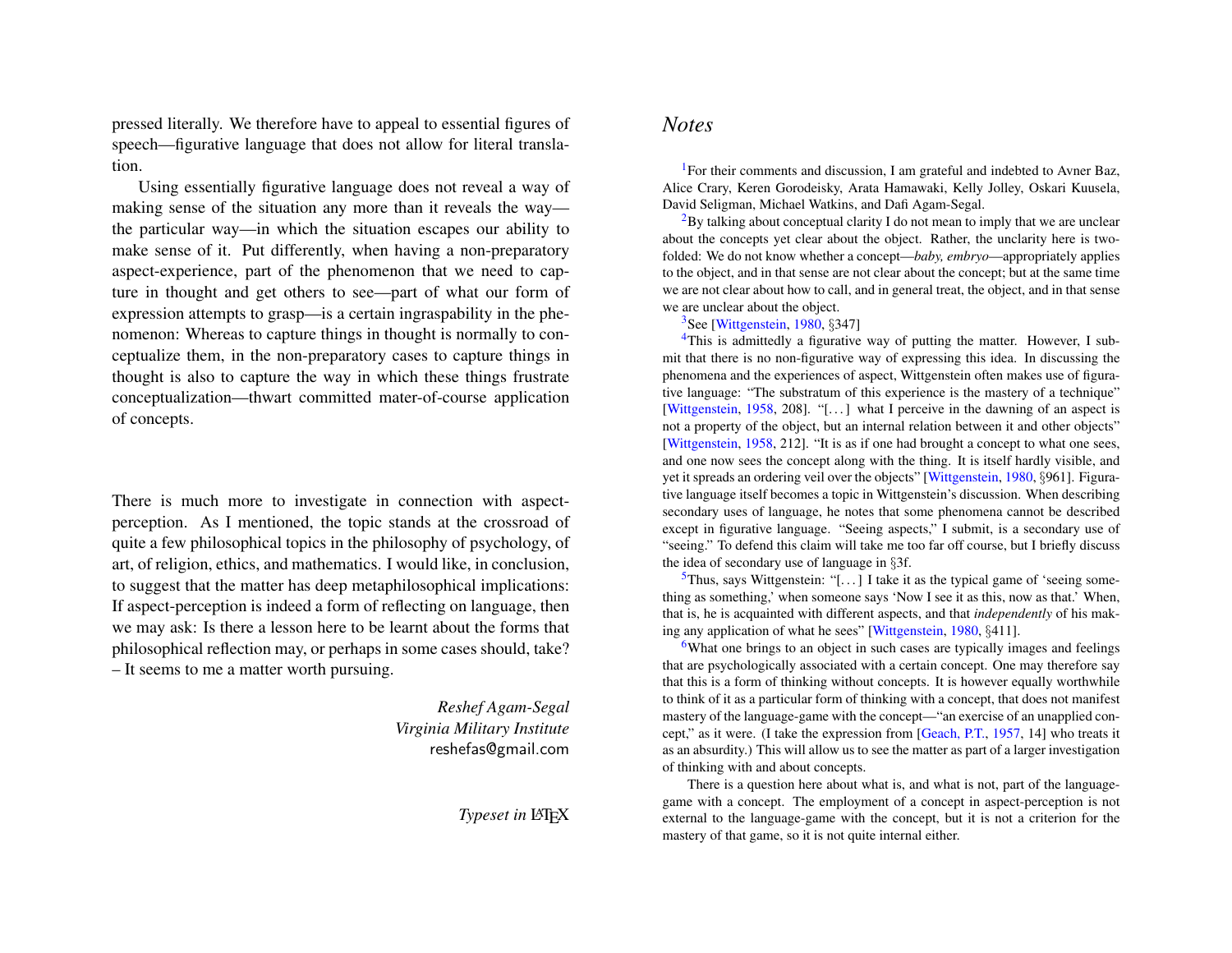pressed literally. We therefore have to appeal to essential figures of speech—figurative language that does not allow for literal translation.

Using essentially figurative language does not reveal a way of making sense of the situation any more than it reveals the way—the particular way—in which the situation escapes our ability to make sense of it. Put differently, when having a non-preparatory aspect-experience, part of the phenomenon that we need to capture in thought and get others to see—part of what our form of expression attempts to grasp—is a certain ingraspability in the phenomenon: Whereas to capture things in thought is normally to conceptualize them, in the non-preparatory cases to capture things in thought is also to capture the way in which these things frustrate conceptualization—thwart committed mater-of-course application of concepts.

There is much more to investigate in connection with aspect-perception. As I mentioned, the topic stands at the crossroad of quite a few philosophical topics in the philosophy of psychology, of art, of religion, ethics, and mathematics. I would like, in conclusion, to suggest that the matter has deep metaphilosophical implications: If aspect-perception is indeed a form of reflecting on language, then we may ask: Is there a lesson here to be learnt about the forms that philosophical reflection may, or perhaps in some cases should, take? – It seems to me a matter worth pursuing.

*Reshef Agam-Segal*
*Virginia Military Institute*
reshefas@gmail.com

*Typeset in* LaTeX

## *Notes*

[1] For their comments and discussion, I am grateful and indebted to Avner Baz, Alice Crary, Keren Gorodeisky, Arata Hamawaki, Kelly Jolley, Oskari Kuusela, David Seligman, Michael Watkins, and Dafi Agam-Segal.

[2] By talking about conceptual clarity I do not mean to imply that we are unclear about the concepts yet clear about the object. Rather, the unclarity here is two-folded: We do not know whether a concept—*baby, embryo*—appropriately applies to the object, and in that sense are not clear about the concept; but at the same time we are not clear about how to call, and in general treat, the object, and in that sense we are unclear about the object.

[3] See [Wittgenstein, 1980, §347]

[4] This is admittedly a figurative way of putting the matter. However, I submit that there is no non-figurative way of expressing this idea. In discussing the phenomena and the experiences of aspect, Wittgenstein often makes use of figurative language: "The substratum of this experience is the mastery of a technique" [Wittgenstein, 1958, 208]. "[...] what I perceive in the dawning of an aspect is not a property of the object, but an internal relation between it and other objects" [Wittgenstein, 1958, 212]. "It is as if one had brought a concept to what one sees, and one now sees the concept along with the thing. It is itself hardly visible, and yet it spreads an ordering veil over the objects" [Wittgenstein, 1980, §961]. Figurative language itself becomes a topic in Wittgenstein's discussion. When describing secondary uses of language, he notes that some phenomena cannot be described except in figurative language. "Seeing aspects," I submit, is a secondary use of "seeing." To defend this claim will take me too far off course, but I briefly discuss the idea of secondary use of language in §3f.

[5] Thus, says Wittgenstein: "[...] I take it as the typical game of 'seeing something as something,' when someone says 'Now I see it as this, now as that.' When, that is, he is acquainted with different aspects, and that *independently* of his making any application of what he sees" [Wittgenstein, 1980, §411].

[6] What one brings to an object in such cases are typically images and feelings that are psychologically associated with a certain concept. One may therefore say that this is a form of thinking without concepts. It is however equally worthwhile to think of it as a particular form of thinking with a concept, that does not manifest mastery of the language-game with the concept—"an exercise of an unapplied concept," as it were. (I take the expression from [Geach, P.T., 1957, 14] who treats it as an absurdity.) This will allow us to see the matter as part of a larger investigation of thinking with and about concepts.

There is a question here about what is, and what is not, part of the language-game with a concept. The employment of a concept in aspect-perception is not external to the language-game with the concept, but it is not a criterion for the mastery of that game, so it is not quite internal either.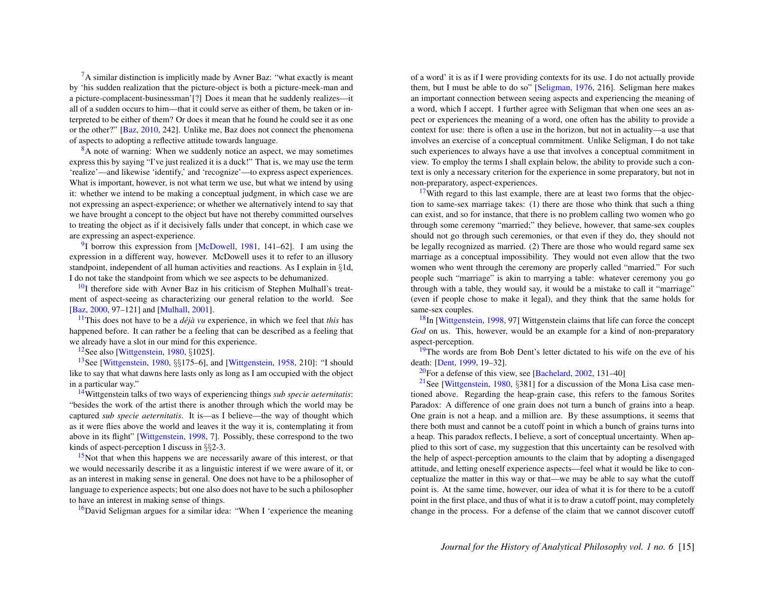[7]A similar distinction is implicitly made by Avner Baz: "what exactly is meant by 'his sudden realization that the picture-object is both a picture-meek-man and a picture-complacent-businessman'[?] Does it mean that he suddenly realizes—it all of a sudden occurs to him—that it could serve as either of them, be taken or interpreted to be either of them? Or does it mean that he found he could see it as one or the other?" [Baz, 2010, 242]. Unlike me, Baz does not connect the phenomena of aspects to adopting a reflective attitude towards language.

[8]A note of warning: When we suddenly notice an aspect, we may sometimes express this by saying "I've just realized it is a duck!" That is, we may use the term 'realize'—and likewise 'identify,' and 'recognize'—to express aspect experiences. What is important, however, is not what term we use, but what we intend by using it: whether we intend to be making a conceptual judgment, in which case we are not expressing an aspect-experience; or whether we alternatively intend to say that we have brought a concept to the object but have not thereby committed ourselves to treating the object as if it decisively falls under that concept, in which case we are expressing an aspect-experience.

[9]I borrow this expression from [McDowell, 1981, 141–62]. I am using the expression in a different way, however. McDowell uses it to refer to an illusory standpoint, independent of all human activities and reactions. As I explain in §1d, I do not take the standpoint from which we see aspects to be dehumanized.

[10]I therefore side with Avner Baz in his criticism of Stephen Mulhall's treatment of aspect-seeing as characterizing our general relation to the world. See [Baz, 2000, 97–121] and [Mulhall, 2001].

[11]This does not have to be a *déjà vu* experience, in which we feel that *this* has happened before. It can rather be a feeling that can be described as a feeling that we already have a slot in our mind for this experience.

[12]See also [Wittgenstein, 1980, §1025].

[13]See [Wittgenstein, 1980, §§175–6], and [Wittgenstein, 1958, 210]: "I should like to say that what dawns here lasts only as long as I am occupied with the object in a particular way."

[14]Wittgenstein talks of two ways of experiencing things *sub specie aeternitatis*: "besides the work of the artist there is another through which the world may be captured *sub specie aeternitatis*. It is—as I believe—the way of thought which as it were flies above the world and leaves it the way it is, contemplating it from above in its flight" [Wittgenstein, 1998, 7]. Possibly, these correspond to the two kinds of aspect-perception I discuss in §§2-3.

[15]Not that when this happens we are necessarily aware of this interest, or that we would necessarily describe it as a linguistic interest if we were aware of it, or as an interest in making sense in general. One does not have to be a philosopher of language to experience aspects; but one also does not have to be such a philosopher to have an interest in making sense of things.

[16]David Seligman argues for a similar idea: "When I 'experience the meaning of a word' it is as if I were providing contexts for its use. I do not actually provide them, but I must be able to do so" [Seligman, 1976, 216]. Seligman here makes an important connection between seeing aspects and experiencing the meaning of a word, which I accept. I further agree with Seligman that when one sees an aspect or experiences the meaning of a word, one often has the ability to provide a context for use: there is often a use in the horizon, but not in actuality—a use that involves an exercise of a conceptual commitment. Unlike Seligman, I do not take such experiences to always have a use that involves a conceptual commitment in view. To employ the terms I shall explain below, the ability to provide such a context is only a necessary criterion for the experience in some preparatory, but not in non-preparatory, aspect-experiences.

[17]With regard to this last example, there are at least two forms that the objection to same-sex marriage takes: (1) there are those who think that such a thing can exist, and so for instance, that there is no problem calling two women who go through some ceremony "married;" they believe, however, that same-sex couples should not go through such ceremonies, or that even if they do, they should not be legally recognized as married. (2) There are those who would regard same sex marriage as a conceptual impossibility. They would not even allow that the two women who went through the ceremony are properly called "married." For such people such "marriage" is akin to marrying a table: whatever ceremony you go through with a table, they would say, it would be a mistake to call it "marriage" (even if people chose to make it legal), and they think that the same holds for same-sex couples.

[18]In [Wittgenstein, 1998, 97] Wittgenstein claims that life can force the concept *God* on us. This, however, would be an example for a kind of non-preparatory aspect-perception.

[19]The words are from Bob Dent's letter dictated to his wife on the eve of his death: [Dent, 1999, 19–32].

[20]For a defense of this view, see [Bachelard, 2002, 131–40]

[21]See [Wittgenstein, 1980, §381] for a discussion of the Mona Lisa case mentioned above. Regarding the heap-grain case, this refers to the famous Sorites Paradox: A difference of one grain does not turn a bunch of grains into a heap. One grain is not a heap, and a million are. By these assumptions, it seems that there both must and cannot be a cutoff point in which a bunch of grains turns into a heap. This paradox reflects, I believe, a sort of conceptual uncertainty. When applied to this sort of case, my suggestion that this uncertainty can be resolved with the help of aspect-perception amounts to the claim that by adopting a disengaged attitude, and letting oneself experience aspects—feel what it would be like to conceptualize the matter in this way or that—we may be able to say what the cutoff point is. At the same time, however, our idea of what it is for there to be a cutoff point in the first place, and thus of what it is to draw a cutoff point, may completely change in the process. For a defense of the claim that we cannot discover cutoff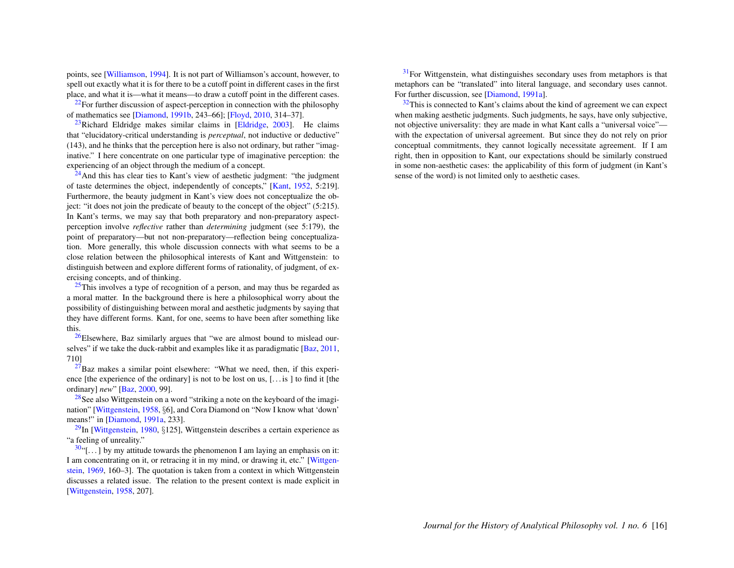points, see [Williamson, 1994]. It is not part of Williamson's account, however, to spell out exactly what it is for there to be a cutoff point in different cases in the first place, and what it is—what it means—to draw a cutoff point in the different cases.

[22] For further discussion of aspect-perception in connection with the philosophy of mathematics see [Diamond, 1991b, 243–66]; [Floyd, 2010, 314–37].

[23] Richard Eldridge makes similar claims in [Eldridge, 2003]. He claims that "elucidatory-critical understanding is *perceptual*, not inductive or deductive" (143), and he thinks that the perception here is also not ordinary, but rather "imaginative." I here concentrate on one particular type of imaginative perception: the experiencing of an object through the medium of a concept.

[24] And this has clear ties to Kant's view of aesthetic judgment: "the judgment of taste determines the object, independently of concepts," [Kant, 1952, 5:219]. Furthermore, the beauty judgment in Kant's view does not conceptualize the object: "it does not join the predicate of beauty to the concept of the object" (5:215). In Kant's terms, we may say that both preparatory and non-preparatory aspect-perception involve *reflective* rather than *determining* judgment (see 5:179), the point of preparatory—but not non-preparatory—reflection being conceptualization. More generally, this whole discussion connects with what seems to be a close relation between the philosophical interests of Kant and Wittgenstein: to distinguish between and explore different forms of rationality, of judgment, of exercising concepts, and of thinking.

[25] This involves a type of recognition of a person, and may thus be regarded as a moral matter. In the background there is here a philosophical worry about the possibility of distinguishing between moral and aesthetic judgments by saying that they have different forms. Kant, for one, seems to have been after something like this.

[26] Elsewhere, Baz similarly argues that "we are almost bound to mislead ourselves" if we take the duck-rabbit and examples like it as paradigmatic [Baz, 2011, 710]

[27] Baz makes a similar point elsewhere: "What we need, then, if this experience [the experience of the ordinary] is not to be lost on us, [. . . is ] to find it [the ordinary] *new*" [Baz, 2000, 99].

[28] See also Wittgenstein on a word "striking a note on the keyboard of the imagination" [Wittgenstein, 1958, §6], and Cora Diamond on "Now I know what 'down' means!" in [Diamond, 1991a, 233].

[29] In [Wittgenstein, 1980, §125], Wittgenstein describes a certain experience as "a feeling of unreality."

[30] "[. . . ] by my attitude towards the phenomenon I am laying an emphasis on it: I am concentrating on it, or retracing it in my mind, or drawing it, etc." [Wittgenstein, 1969, 160–3]. The quotation is taken from a context in which Wittgenstein discusses a related issue. The relation to the present context is made explicit in [Wittgenstein, 1958, 207].

[31] For Wittgenstein, what distinguishes secondary uses from metaphors is that metaphors can be "translated" into literal language, and secondary uses cannot. For further discussion, see [Diamond, 1991a].

[32] This is connected to Kant's claims about the kind of agreement we can expect when making aesthetic judgments. Such judgments, he says, have only subjective, not objective universality: they are made in what Kant calls a "universal voice"—with the expectation of universal agreement. But since they do not rely on prior conceptual commitments, they cannot logically necessitate agreement. If I am right, then in opposition to Kant, our expectations should be similarly construed in some non-aesthetic cases: the applicability of this form of judgment (in Kant's sense of the word) is not limited only to aesthetic cases.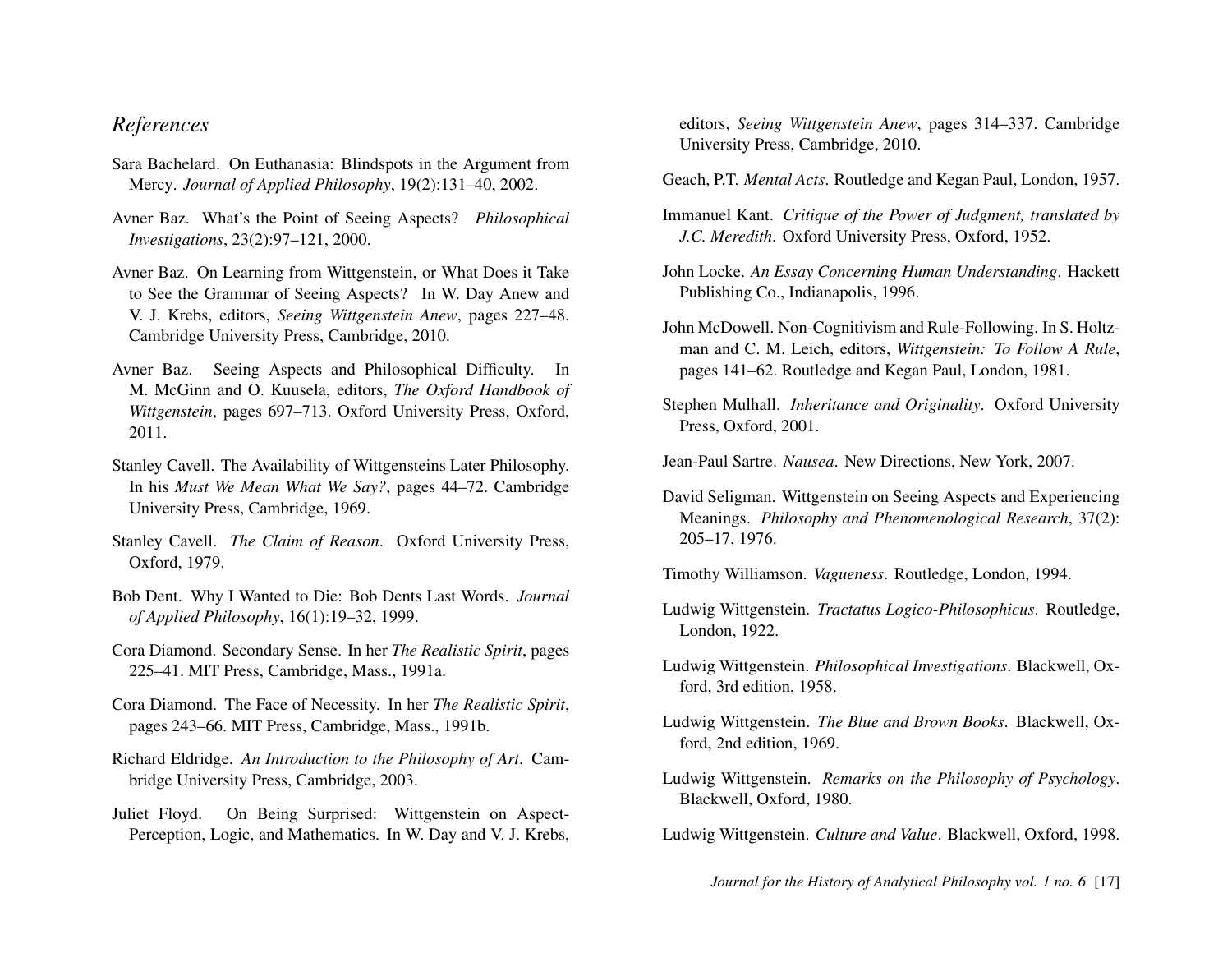## *References*

Sara Bachelard. On Euthanasia: Blindspots in the Argument from Mercy. *Journal of Applied Philosophy*, 19(2):131–40, 2002.

Avner Baz. What's the Point of Seeing Aspects? *Philosophical Investigations*, 23(2):97–121, 2000.

Avner Baz. On Learning from Wittgenstein, or What Does it Take to See the Grammar of Seeing Aspects? In W. Day Anew and V. J. Krebs, editors, *Seeing Wittgenstein Anew*, pages 227–48. Cambridge University Press, Cambridge, 2010.

Avner Baz. Seeing Aspects and Philosophical Difficulty. In M. McGinn and O. Kuusela, editors, *The Oxford Handbook of Wittgenstein*, pages 697–713. Oxford University Press, Oxford, 2011.

Stanley Cavell. The Availability of Wittgensteins Later Philosophy. In his *Must We Mean What We Say?*, pages 44–72. Cambridge University Press, Cambridge, 1969.

Stanley Cavell. *The Claim of Reason*. Oxford University Press, Oxford, 1979.

Bob Dent. Why I Wanted to Die: Bob Dents Last Words. *Journal of Applied Philosophy*, 16(1):19–32, 1999.

Cora Diamond. Secondary Sense. In her *The Realistic Spirit*, pages 225–41. MIT Press, Cambridge, Mass., 1991a.

Cora Diamond. The Face of Necessity. In her *The Realistic Spirit*, pages 243–66. MIT Press, Cambridge, Mass., 1991b.

Richard Eldridge. *An Introduction to the Philosophy of Art*. Cambridge University Press, Cambridge, 2003.

Juliet Floyd. On Being Surprised: Wittgenstein on Aspect-Perception, Logic, and Mathematics. In W. Day and V. J. Krebs, editors, *Seeing Wittgenstein Anew*, pages 314–337. Cambridge University Press, Cambridge, 2010.

Geach, P.T. *Mental Acts*. Routledge and Kegan Paul, London, 1957.

Immanuel Kant. *Critique of the Power of Judgment, translated by J.C. Meredith*. Oxford University Press, Oxford, 1952.

John Locke. *An Essay Concerning Human Understanding*. Hackett Publishing Co., Indianapolis, 1996.

John McDowell. Non-Cognitivism and Rule-Following. In S. Holtzman and C. M. Leich, editors, *Wittgenstein: To Follow A Rule*, pages 141–62. Routledge and Kegan Paul, London, 1981.

Stephen Mulhall. *Inheritance and Originality*. Oxford University Press, Oxford, 2001.

Jean-Paul Sartre. *Nausea*. New Directions, New York, 2007.

David Seligman. Wittgenstein on Seeing Aspects and Experiencing Meanings. *Philosophy and Phenomenological Research*, 37(2): 205–17, 1976.

Timothy Williamson. *Vagueness*. Routledge, London, 1994.

Ludwig Wittgenstein. *Tractatus Logico-Philosophicus*. Routledge, London, 1922.

Ludwig Wittgenstein. *Philosophical Investigations*. Blackwell, Oxford, 3rd edition, 1958.

Ludwig Wittgenstein. *The Blue and Brown Books*. Blackwell, Oxford, 2nd edition, 1969.

Ludwig Wittgenstein. *Remarks on the Philosophy of Psychology*. Blackwell, Oxford, 1980.

Ludwig Wittgenstein. *Culture and Value*. Blackwell, Oxford, 1998.